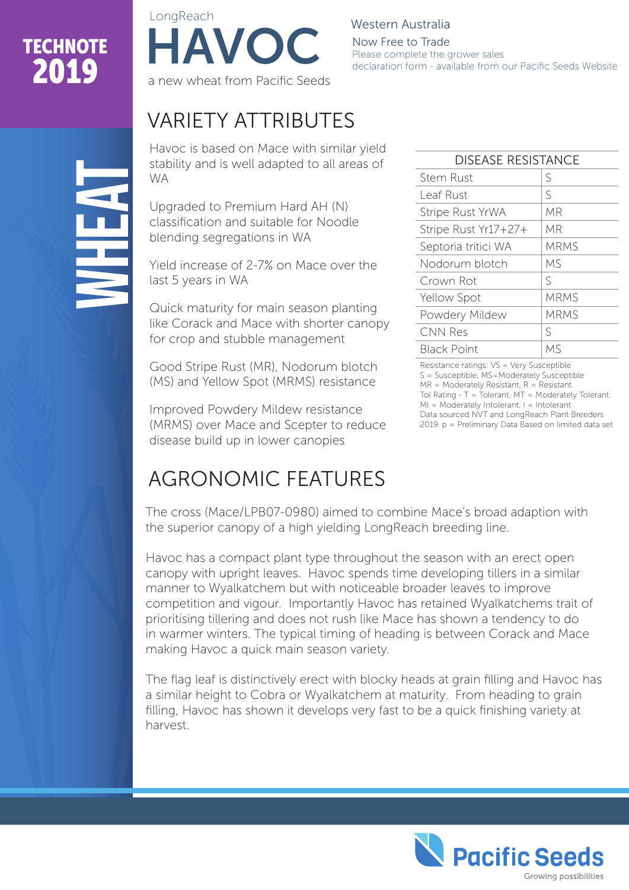TECHNOTE 2019

WHEAT

LongReach

# HAVOC

a new wheat from Pacific Seeds

Western Australia
Now Free to Trade
Please complete the grower sales declaration form - available from our Pacific Seeds Website

## VARIETY ATTRIBUTES

Havoc is based on Mace with similar yield stability and is well adapted to all areas of WA

Upgraded to Premium Hard AH (N) classification and suitable for Noodle blending segregations in WA

Yield increase of 2-7% on Mace over the last 5 years in WA

Quick maturity for main season planting like Corack and Mace with shorter canopy for crop and stubble management

Good Stripe Rust (MR), Nodorum blotch (MS) and Yellow Spot (MRMS) resistance

Improved Powdery Mildew resistance (MRMS) over Mace and Scepter to reduce disease build up in lower canopies

| DISEASE RESISTANCE | |
|---|---|
| Stem Rust | S |
| Leaf Rust | S |
| Stripe Rust YrWA | MR |
| Stripe Rust Yr17+27+ | MR |
| Septoria tritici WA | MRMS |
| Nodorum blotch | MS |
| Crown Rot | S |
| Yellow Spot | MRMS |
| Powdery Mildew | MRMS |
| CNN Res | S |
| Black Point | MS |

Resistance ratings: VS = Very Susceptible
S = Susceptible, MS=Moderately Susceptible
MR = Moderately Resistant, R = Resistant
Tol Rating - T = Tolerant, MT = Moderately Tolerant
MI = Moderately Intolerant, I = Intolerant
Data sourced NVT and LongReach Plant Breeders 2019. p = Preliminary Data Based on limited data set

## AGRONOMIC FEATURES

The cross (Mace/LPB07-0980) aimed to combine Mace's broad adaption with the superior canopy of a high yielding LongReach breeding line.

Havoc has a compact plant type throughout the season with an erect open canopy with upright leaves. Havoc spends time developing tillers in a similar manner to Wyalkatchem but with noticeable broader leaves to improve competition and vigour. Importantly Havoc has retained Wyalkatchems trait of prioritising tillering and does not rush like Mace has shown a tendency to do in warmer winters. The typical timing of heading is between Corack and Mace making Havoc a quick main season variety.

The flag leaf is distinctively erect with blocky heads at grain filling and Havoc has a similar height to Cobra or Wyalkatchem at maturity. From heading to grain filling, Havoc has shown it develops very fast to be a quick finishing variety at harvest.

Pacific Seeds
Growing possibilities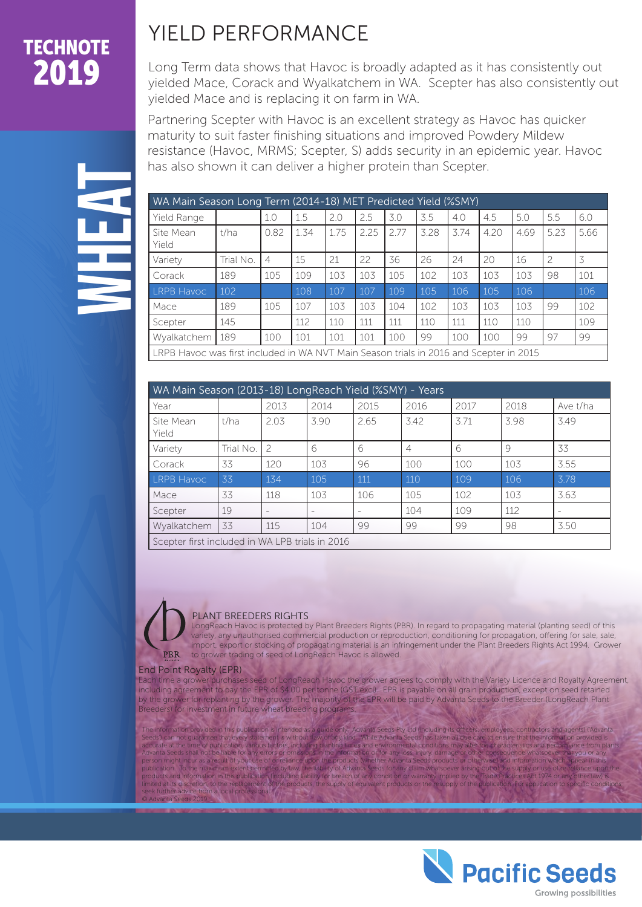**TECHNOTE 2019**

**WHEAT**

# YIELD PERFORMANCE

Long Term data shows that Havoc is broadly adapted as it has consistently out yielded Mace, Corack and Wyalkatchem in WA. Scepter has also consistently out yielded Mace and is replacing it on farm in WA.

Partnering Scepter with Havoc is an excellent strategy as Havoc has quicker maturity to suit faster finishing situations and improved Powdery Mildew resistance (Havoc, MRMS; Scepter, S) adds security in an epidemic year. Havoc has also shown it can deliver a higher protein than Scepter.

| WA Main Season Long Term (2014-18) MET Predicted Yield (%SMY) | | | | | | | | | | | | |
|---|---|---|---|---|---|---|---|---|---|---|---|---|
| Yield Range | | 1.0 | 1.5 | 2.0 | 2.5 | 3.0 | 3.5 | 4.0 | 4.5 | 5.0 | 5.5 | 6.0 |
| Site Mean Yield | t/ha | 0.82 | 1.34 | 1.75 | 2.25 | 2.77 | 3.28 | 3.74 | 4.20 | 4.69 | 5.23 | 5.66 |
| Variety | Trial No. | 4 | 15 | 21 | 22 | 36 | 26 | 24 | 20 | 16 | 2 | 3 |
| Corack | 189 | 105 | 109 | 103 | 103 | 105 | 102 | 103 | 103 | 103 | 98 | 101 |
| LRPB Havoc | 102 | | 108 | 107 | 107 | 109 | 105 | 106 | 105 | 106 | | 106 |
| Mace | 189 | 105 | 107 | 103 | 103 | 104 | 102 | 103 | 103 | 103 | 99 | 102 |
| Scepter | 145 | | 112 | 110 | 111 | 111 | 110 | 111 | 110 | 110 | | 109 |
| Wyalkatchem | 189 | 100 | 101 | 101 | 101 | 100 | 99 | 100 | 100 | 99 | 97 | 99 |
| LRPB Havoc was first included in WA NVT Main Season trials in 2016 and Scepter in 2015 | | | | | | | | | | | | |

| WA Main Season (2013-18) LongReach Yield (%SMY) - Years | | | | | | | | |
|---|---|---|---|---|---|---|---|---|
| Year | | 2013 | 2014 | 2015 | 2016 | 2017 | 2018 | Ave t/ha |
| Site Mean Yield | t/ha | 2.03 | 3.90 | 2.65 | 3.42 | 3.71 | 3.98 | 3.49 |
| Variety | Trial No. | 2 | 6 | 6 | 4 | 6 | 9 | 33 |
| Corack | 33 | 120 | 103 | 96 | 100 | 100 | 103 | 3.55 |
| LRPB Havoc | 33 | 134 | 105 | 111 | 110 | 109 | 106 | 3.78 |
| Mace | 33 | 118 | 103 | 106 | 105 | 102 | 103 | 3.63 |
| Scepter | 19 | - | - | - | 104 | 109 | 112 | - |
| Wyalkatchem | 33 | 115 | 104 | 99 | 99 | 99 | 98 | 3.50 |
| Scepter first included in WA LPB trials in 2016 | | | | | | | | |

PLANT BREEDERS RIGHTS

LongReach Havoc is protected by Plant Breeders Rights (PBR). In regard to propagating material (planting seed) of this variety, any unauthorised commercial production or reproduction, conditioning for propagation, offering for sale, sale, import, export or stocking of propagating material is an infringement under the Plant Breeders Rights Act 1994. Grower to grower trading of seed of LongReach Havoc is allowed.

End Point Royalty (EPR)

Each time a grower purchases seed of LongReach Havoc the grower agrees to comply with the Variety Licence and Royalty Agreement, including agreement to pay the EPR of $4.00 per tonne (GST excl). EPR is payable on all grain production, except on seed retained by the grower for replanting by the grower. The majority of the EPR will be paid by Advanta Seeds to the Breeder (LongReach Plant Breeders) for investment in future wheat breeding programs.

The information provided in this publication is intended as a guide only. Advanta Seeds Pty Ltd (including its officers, employees, contractors and agents) (Advanta Seeds) can not guarantee that every statement is without flaw of any kind. While Advanta Seeds has taken all due care to ensure that the information provided is accurate at the time of publication, various factors, including planting times and environmental conditions may alter the characteristics and performance from plants. Advanta Seeds shall not be liable for any errors or omissions in the information or for any loss, injury, damage or other consequence whatsoever that you or any person might incur as a result of your use of or reliance upon the products (whether Advanta Seeds products or otherwise) and information which appear in this publication. To the maximum extent permitted by law, the liability of Advanta Seeds for any claim whatsoever arising out of the supply or use of or reliance upon the products and information in this publication (including liability for breach of any condition or warranty implied by the Trade Practices Act 1974 or any other law) is limited at its discretion, to the replacement of the products, the supply of equivalent products or the resupply of the publication. For application to specific conditions seek further advice from a local professional.
© Advanta Seeds 2019.

Pacific Seeds
Growing possibilities